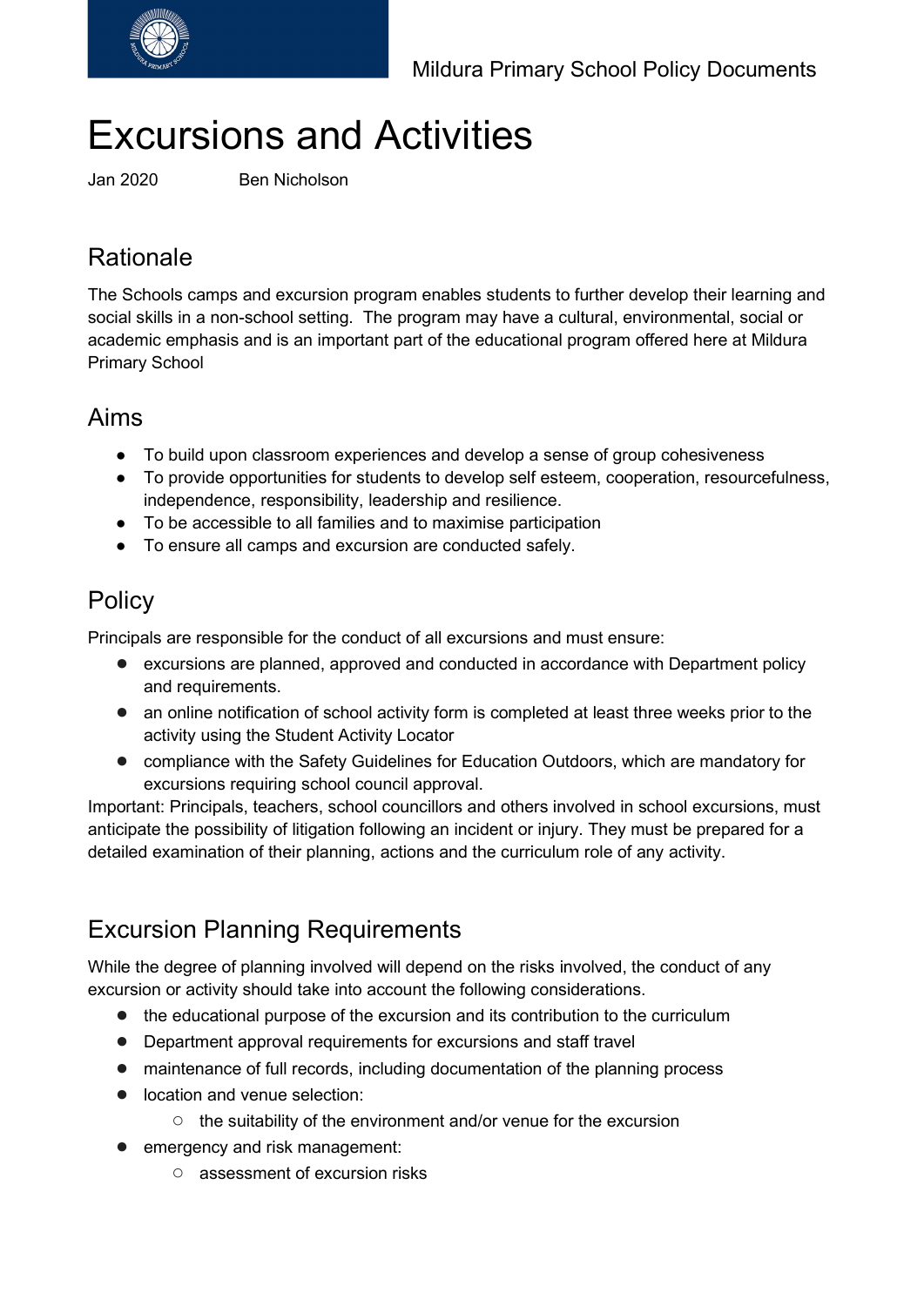# Excursions and Activities

Jan 2020 Ben Nicholson

## Rationale

The Schools camps and excursion program enables students to further develop their learning and social skills in a non-school setting. The program may have a cultural, environmental, social or academic emphasis and is an important part of the educational program offered here at Mildura Primary School

## Aims

- To build upon classroom experiences and develop a sense of group cohesiveness
- To provide opportunities for students to develop self esteem, cooperation, resourcefulness, independence, responsibility, leadership and resilience.
- To be accessible to all families and to maximise participation
- To ensure all camps and excursion are conducted safely.

## Policy

Principals are responsible for the conduct of all excursions and must ensure:

- excursions are planned, approved and conducted in accordance with Department policy and requirements.
- an online notification of school activity form is completed at least three weeks prior to the activity using the Student Activity Locator
- compliance with the Safety Guidelines for Education Outdoors, which are mandatory for excursions requiring school council approval.

Important: Principals, teachers, school councillors and others involved in school excursions, must anticipate the possibility of litigation following an incident or injury. They must be prepared for a detailed examination of their planning, actions and the curriculum role of any activity.

## Excursion Planning Requirements

While the degree of planning involved will depend on the risks involved, the conduct of any excursion or activity should take into account the following considerations.

- the educational purpose of the excursion and its contribution to the curriculum
- Department approval requirements for excursions and staff travel
- maintenance of full records, including documentation of the planning process
- location and venue selection:
  - the suitability of the environment and/or venue for the excursion
- emergency and risk management:
  - assessment of excursion risks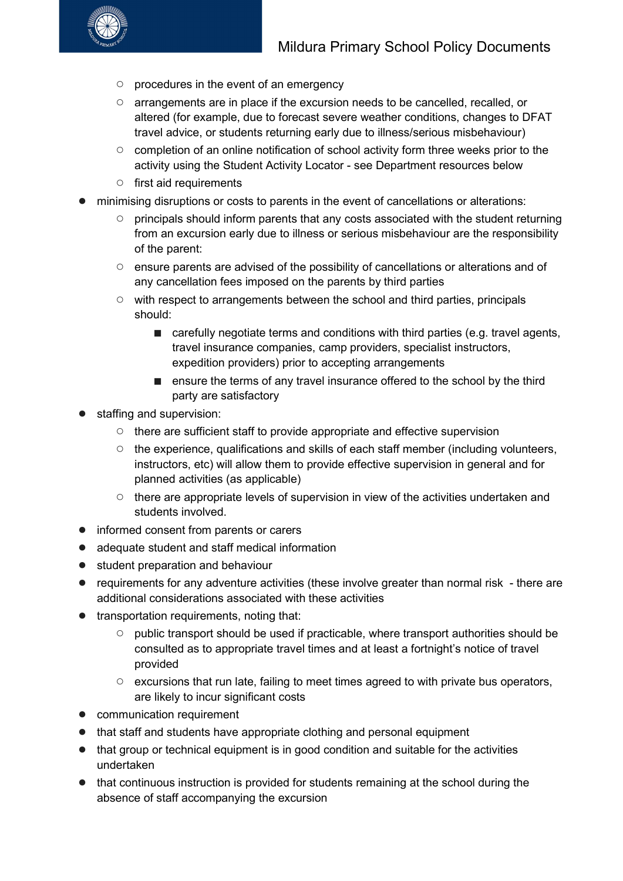- procedures in the event of an emergency
    - arrangements are in place if the excursion needs to be cancelled, recalled, or altered (for example, due to forecast severe weather conditions, changes to DFAT travel advice, or students returning early due to illness/serious misbehaviour)
    - completion of an online notification of school activity form three weeks prior to the activity using the Student Activity Locator - see Department resources below
    - first aid requirements
- minimising disruptions or costs to parents in the event of cancellations or alterations:
    - principals should inform parents that any costs associated with the student returning from an excursion early due to illness or serious misbehaviour are the responsibility of the parent:
    - ensure parents are advised of the possibility of cancellations or alterations and of any cancellation fees imposed on the parents by third parties
    - with respect to arrangements between the school and third parties, principals should:
        - carefully negotiate terms and conditions with third parties (e.g. travel agents, travel insurance companies, camp providers, specialist instructors, expedition providers) prior to accepting arrangements
        - ensure the terms of any travel insurance offered to the school by the third party are satisfactory
- staffing and supervision:
    - there are sufficient staff to provide appropriate and effective supervision
    - the experience, qualifications and skills of each staff member (including volunteers, instructors, etc) will allow them to provide effective supervision in general and for planned activities (as applicable)
    - there are appropriate levels of supervision in view of the activities undertaken and students involved.
- informed consent from parents or carers
- adequate student and staff medical information
- student preparation and behaviour
- requirements for any adventure activities (these involve greater than normal risk - there are additional considerations associated with these activities
- transportation requirements, noting that:
    - public transport should be used if practicable, where transport authorities should be consulted as to appropriate travel times and at least a fortnight's notice of travel provided
    - excursions that run late, failing to meet times agreed to with private bus operators, are likely to incur significant costs
- communication requirement
- that staff and students have appropriate clothing and personal equipment
- that group or technical equipment is in good condition and suitable for the activities undertaken
- that continuous instruction is provided for students remaining at the school during the absence of staff accompanying the excursion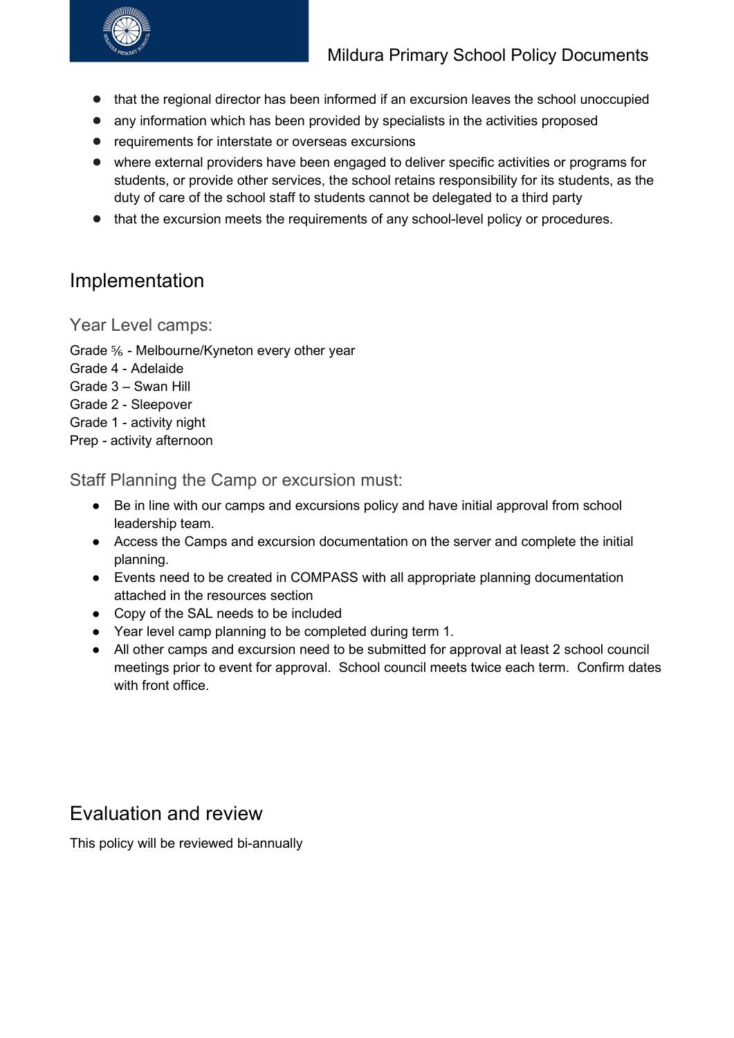- that the regional director has been informed if an excursion leaves the school unoccupied
- any information which has been provided by specialists in the activities proposed
- requirements for interstate or overseas excursions
- where external providers have been engaged to deliver specific activities or programs for students, or provide other services, the school retains responsibility for its students, as the duty of care of the school staff to students cannot be delegated to a third party
- that the excursion meets the requirements of any school-level policy or procedures.

## Implementation

### Year Level camps:

Grade ⅚ - Melbourne/Kyneton every other year
Grade 4 - Adelaide
Grade 3 – Swan Hill
Grade 2 - Sleepover
Grade 1 - activity night
Prep - activity afternoon

### Staff Planning the Camp or excursion must:

- Be in line with our camps and excursions policy and have initial approval from school leadership team.
- Access the Camps and excursion documentation on the server and complete the initial planning.
- Events need to be created in COMPASS with all appropriate planning documentation attached in the resources section
- Copy of the SAL needs to be included
- Year level camp planning to be completed during term 1.
- All other camps and excursion need to be submitted for approval at least 2 school council meetings prior to event for approval. School council meets twice each term. Confirm dates with front office.

## Evaluation and review

This policy will be reviewed bi-annually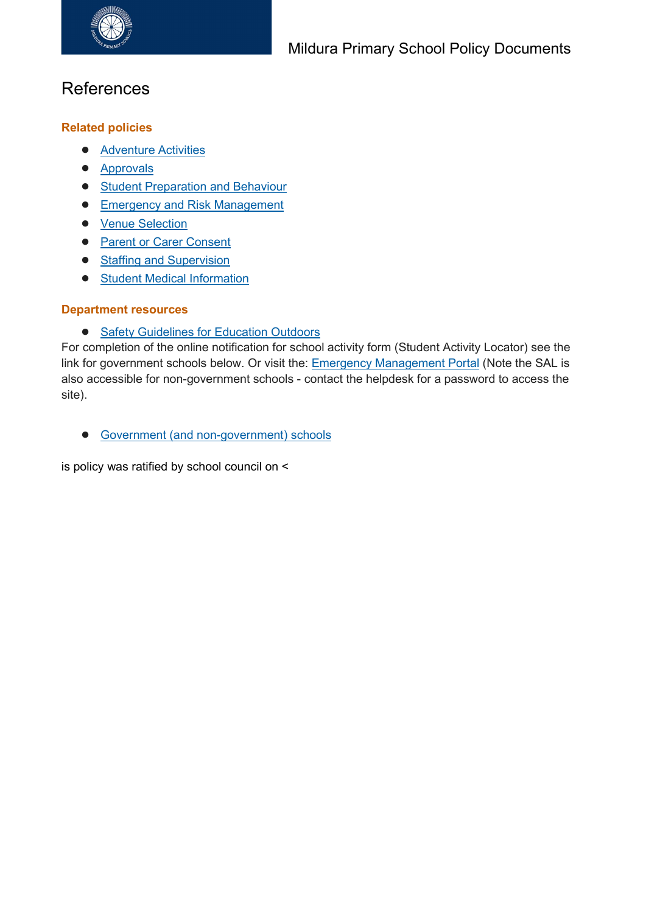# References

**Related policies**

- Adventure Activities
- Approvals
- Student Preparation and Behaviour
- Emergency and Risk Management
- Venue Selection
- Parent or Carer Consent
- Staffing and Supervision
- Student Medical Information

**Department resources**

- Safety Guidelines for Education Outdoors

For completion of the online notification for school activity form (Student Activity Locator) see the link for government schools below. Or visit the: Emergency Management Portal (Note the SAL is also accessible for non-government schools - contact the helpdesk for a password to access the site).

- Government (and non-government) schools

is policy was ratified by school council on <